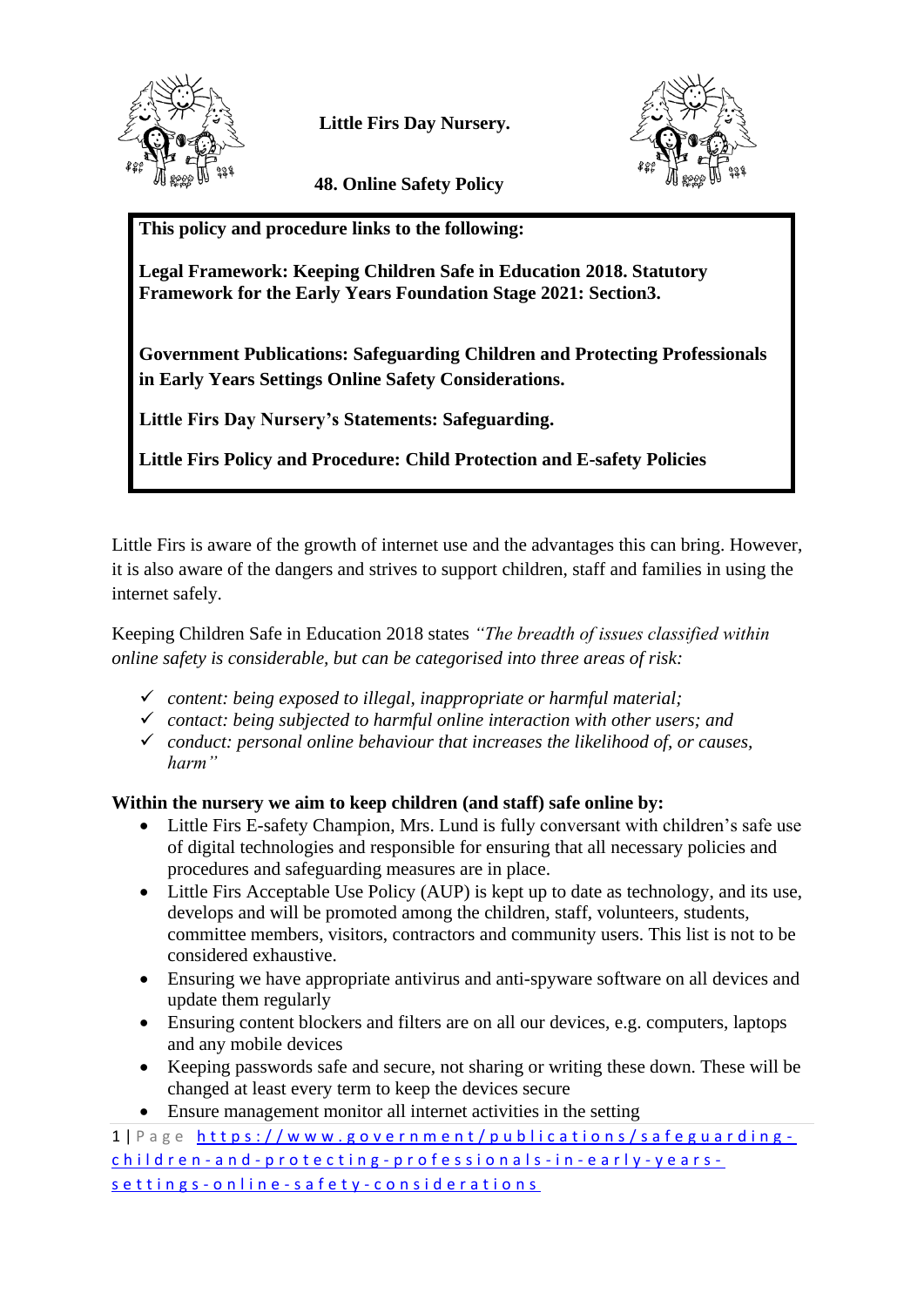# Little Firs Day Nursery.

## 48. Online Safety Policy

**This policy and procedure links to the following:**

**Legal Framework: Keeping Children Safe in Education 2018. Statutory Framework for the Early Years Foundation Stage 2021: Section3.**

**Government Publications: Safeguarding Children and Protecting Professionals in Early Years Settings Online Safety Considerations.**

**Little Firs Day Nursery's Statements: Safeguarding.**

**Little Firs Policy and Procedure: Child Protection and E-safety Policies**

Little Firs is aware of the growth of internet use and the advantages this can bring. However, it is also aware of the dangers and strives to support children, staff and families in using the internet safely.

Keeping Children Safe in Education 2018 states *"The breadth of issues classified within online safety is considerable, but can be categorised into three areas of risk:*

- ✓ *content: being exposed to illegal, inappropriate or harmful material;*
- ✓ *contact: being subjected to harmful online interaction with other users; and*
- ✓ *conduct: personal online behaviour that increases the likelihood of, or causes, harm"*

**Within the nursery we aim to keep children (and staff) safe online by:**

- Little Firs E-safety Champion, Mrs. Lund is fully conversant with children's safe use of digital technologies and responsible for ensuring that all necessary policies and procedures and safeguarding measures are in place.
- Little Firs Acceptable Use Policy (AUP) is kept up to date as technology, and its use, develops and will be promoted among the children, staff, volunteers, students, committee members, visitors, contractors and community users. This list is not to be considered exhaustive.
- Ensuring we have appropriate antivirus and anti-spyware software on all devices and update them regularly
- Ensuring content blockers and filters are on all our devices, e.g. computers, laptops and any mobile devices
- Keeping passwords safe and secure, not sharing or writing these down. These will be changed at least every term to keep the devices secure
- Ensure management monitor all internet activities in the setting

https://www.government/publications/safeguarding-children-and-protecting-professionals-in-early-years-settings-online-safety-considerations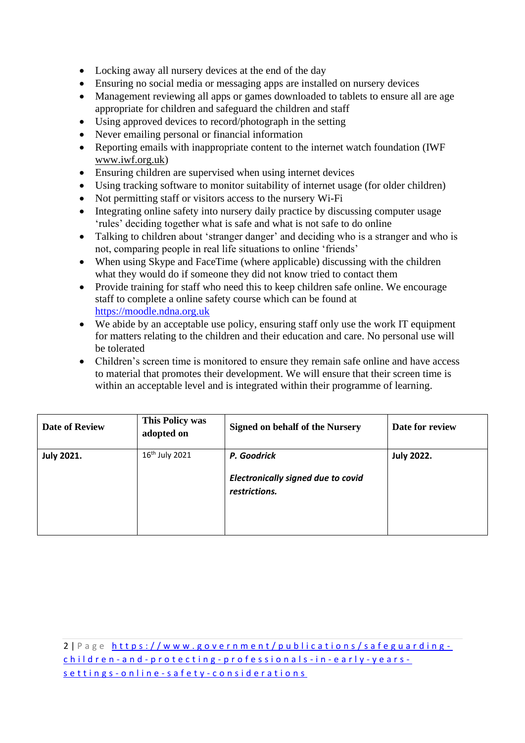- Locking away all nursery devices at the end of the day
- Ensuring no social media or messaging apps are installed on nursery devices
- Management reviewing all apps or games downloaded to tablets to ensure all are age appropriate for children and safeguard the children and staff
- Using approved devices to record/photograph in the setting
- Never emailing personal or financial information
- Reporting emails with inappropriate content to the internet watch foundation (IWF www.iwf.org.uk)
- Ensuring children are supervised when using internet devices
- Using tracking software to monitor suitability of internet usage (for older children)
- Not permitting staff or visitors access to the nursery Wi-Fi
- Integrating online safety into nursery daily practice by discussing computer usage 'rules' deciding together what is safe and what is not safe to do online
- Talking to children about 'stranger danger' and deciding who is a stranger and who is not, comparing people in real life situations to online 'friends'
- When using Skype and FaceTime (where applicable) discussing with the children what they would do if someone they did not know tried to contact them
- Provide training for staff who need this to keep children safe online. We encourage staff to complete a online safety course which can be found at https://moodle.ndna.org.uk
- We abide by an acceptable use policy, ensuring staff only use the work IT equipment for matters relating to the children and their education and care. No personal use will be tolerated
- Children's screen time is monitored to ensure they remain safe online and have access to material that promotes their development. We will ensure that their screen time is within an acceptable level and is integrated within their programme of learning.

| Date of Review | This Policy was adopted on | Signed on behalf of the Nursery | Date for review |
|---|---|---|---|
| **July 2021.** | 16th July 2021 | ***P. Goodrick***<br><br>***Electronically signed due to covid restrictions.*** | **July 2022.** |

https://www.government/publications/safeguarding-children-and-protecting-professionals-in-early-years-settings-online-safety-considerations